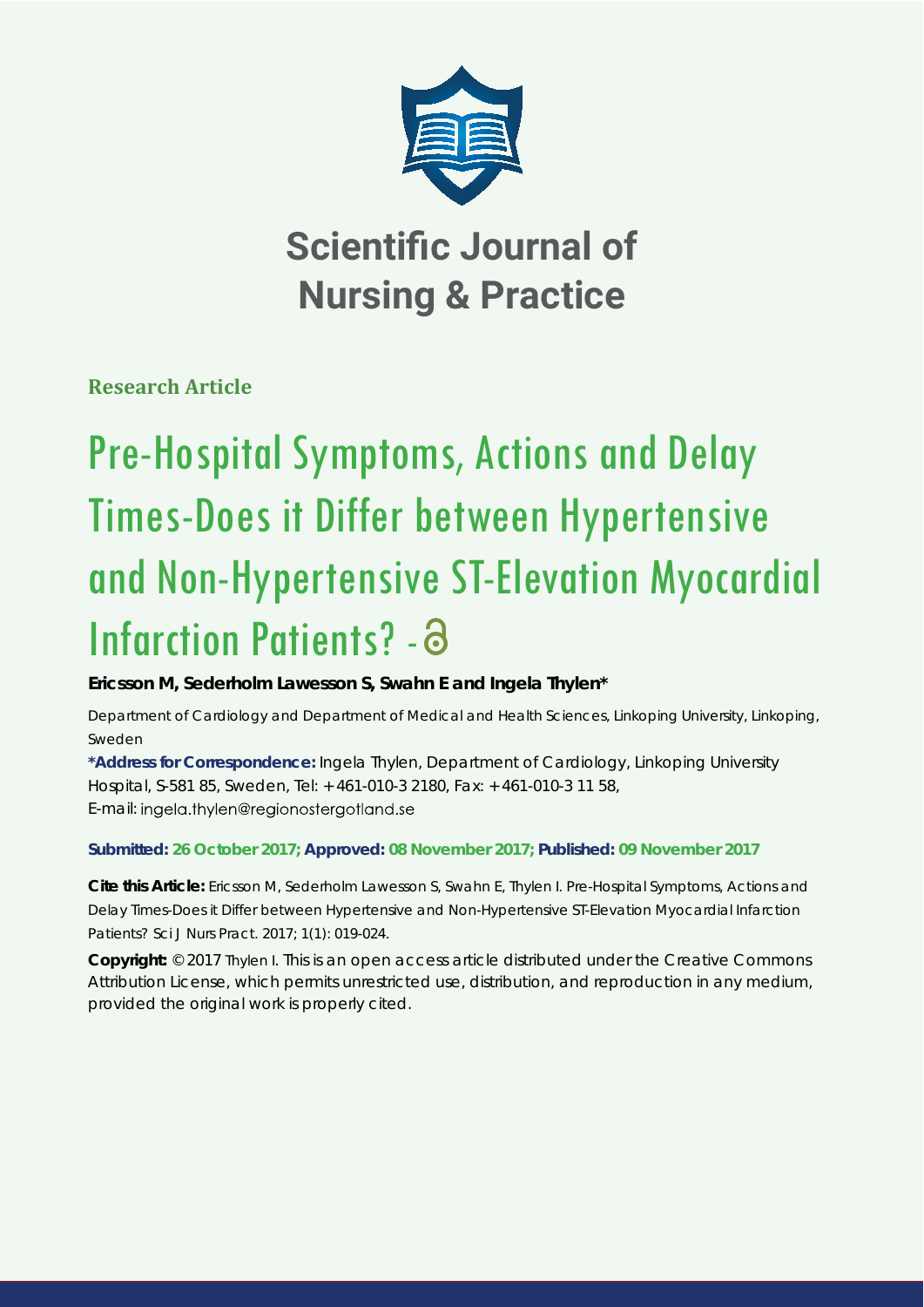# Scientific Journal of Nursing & Practice

**Research Article**

# Pre-Hospital Symptoms, Actions and Delay Times-Does it Differ between Hypertensive and Non-Hypertensive ST-Elevation Myocardial Infarction Patients? -

**Ericsson M, Sederholm Lawesson S, Swahn E and Ingela Thylen***

Department of Cardiology and Department of Medical and Health Sciences, Linkoping University, Linkoping, Sweden

**\*Address for Correspondence:** Ingela Thylen, Department of Cardiology, Linkoping University Hospital, S-581 85, Sweden, Tel: +461-010-3 2180, Fax: +461-010-3 11 58, E-mail: ingela.thylen@regionostergotland.se

**Submitted: 26 October 2017; Approved: 08 November 2017; Published: 09 November 2017**

**Cite this Article:** Ericsson M, Sederholm Lawesson S, Swahn E, Thylen I. Pre-Hospital Symptoms, Actions and Delay Times-Does it Differ between Hypertensive and Non-Hypertensive ST-Elevation Myocardial Infarction Patients? Sci J Nurs Pract. 2017; 1(1): 019-024.

**Copyright:** © 2017 Thylen I. This is an open access article distributed under the Creative Commons Attribution License, which permits unrestricted use, distribution, and reproduction in any medium, provided the original work is properly cited.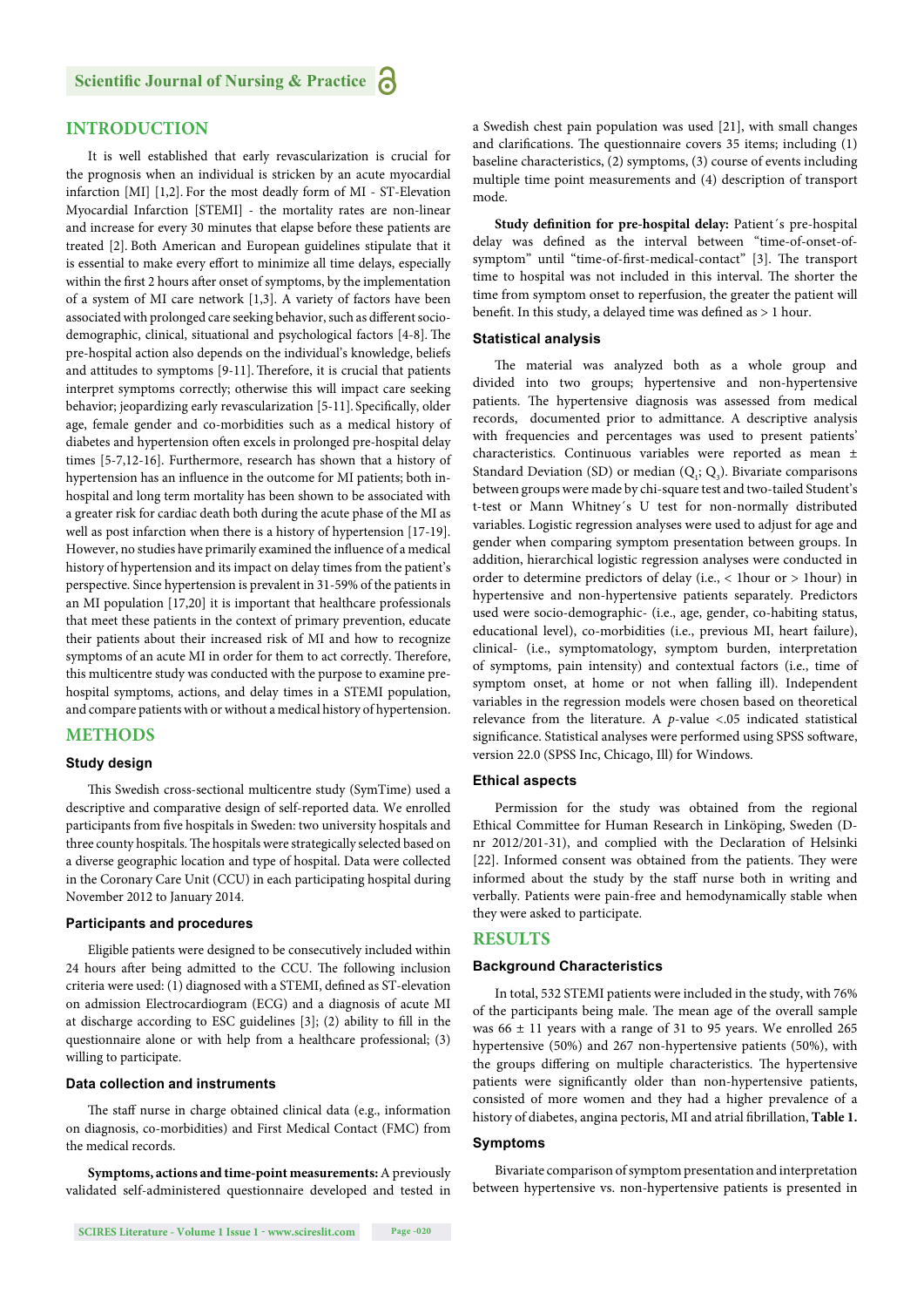## INTRODUCTION

It is well established that early revascularization is crucial for the prognosis when an individual is stricken by an acute myocardial infarction [MI] [1,2]. For the most deadly form of MI - ST-Elevation Myocardial Infarction [STEMI] - the mortality rates are non-linear and increase for every 30 minutes that elapse before these patients are treated [2]. Both American and European guidelines stipulate that it is essential to make every effort to minimize all time delays, especially within the first 2 hours after onset of symptoms, by the implementation of a system of MI care network [1,3]. A variety of factors have been associated with prolonged care seeking behavior, such as different socio-demographic, clinical, situational and psychological factors [4-8]. The pre-hospital action also depends on the individual's knowledge, beliefs and attitudes to symptoms [9-11]. Therefore, it is crucial that patients interpret symptoms correctly; otherwise this will impact care seeking behavior; jeopardizing early revascularization [5-11]. Specifically, older age, female gender and co-morbidities such as a medical history of diabetes and hypertension often excels in prolonged pre-hospital delay times [5-7,12-16]. Furthermore, research has shown that a history of hypertension has an influence in the outcome for MI patients; both in-hospital and long term mortality has been shown to be associated with a greater risk for cardiac death both during the acute phase of the MI as well as post infarction when there is a history of hypertension [17-19]. However, no studies have primarily examined the influence of a medical history of hypertension and its impact on delay times from the patient's perspective. Since hypertension is prevalent in 31-59% of the patients in an MI population [17,20] it is important that healthcare professionals that meet these patients in the context of primary prevention, educate their patients about their increased risk of MI and how to recognize symptoms of an acute MI in order for them to act correctly. Therefore, this multicentre study was conducted with the purpose to examine pre-hospital symptoms, actions, and delay times in a STEMI population, and compare patients with or without a medical history of hypertension.

## METHODS

### Study design

This Swedish cross-sectional multicentre study (SymTime) used a descriptive and comparative design of self-reported data. We enrolled participants from five hospitals in Sweden: two university hospitals and three county hospitals. The hospitals were strategically selected based on a diverse geographic location and type of hospital. Data were collected in the Coronary Care Unit (CCU) in each participating hospital during November 2012 to January 2014.

### Participants and procedures

Eligible patients were designed to be consecutively included within 24 hours after being admitted to the CCU. The following inclusion criteria were used: (1) diagnosed with a STEMI, defined as ST-elevation on admission Electrocardiogram (ECG) and a diagnosis of acute MI at discharge according to ESC guidelines [3]; (2) ability to fill in the questionnaire alone or with help from a healthcare professional; (3) willing to participate.

### Data collection and instruments

The staff nurse in charge obtained clinical data (e.g., information on diagnosis, co-morbidities) and First Medical Contact (FMC) from the medical records.

**Symptoms, actions and time-point measurements:** A previously validated self-administered questionnaire developed and tested in a Swedish chest pain population was used [21], with small changes and clarifications. The questionnaire covers 35 items; including (1) baseline characteristics, (2) symptoms, (3) course of events including multiple time point measurements and (4) description of transport mode.

**Study definition for pre-hospital delay:** Patient´s pre-hospital delay was defined as the interval between "time-of-onset-of-symptom" until "time-of-first-medical-contact" [3]. The transport time to hospital was not included in this interval. The shorter the time from symptom onset to reperfusion, the greater the patient will benefit. In this study, a delayed time was defined as > 1 hour.

### Statistical analysis

The material was analyzed both as a whole group and divided into two groups; hypertensive and non-hypertensive patients. The hypertensive diagnosis was assessed from medical records, documented prior to admittance. A descriptive analysis with frequencies and percentages was used to present patients' characteristics. Continuous variables were reported as mean ± Standard Deviation (SD) or median ($Q_1$; $Q_3$). Bivariate comparisons between groups were made by chi-square test and two-tailed Student's t-test or Mann Whitney´s U test for non-normally distributed variables. Logistic regression analyses were used to adjust for age and gender when comparing symptom presentation between groups. In addition, hierarchical logistic regression analyses were conducted in order to determine predictors of delay (i.e., < 1hour or > 1hour) in hypertensive and non-hypertensive patients separately. Predictors used were socio-demographic- (i.e., age, gender, co-habiting status, educational level), co-morbidities (i.e., previous MI, heart failure), clinical- (i.e., symptomatology, symptom burden, interpretation of symptoms, pain intensity) and contextual factors (i.e., time of symptom onset, at home or not when falling ill). Independent variables in the regression models were chosen based on theoretical relevance from the literature. A *p*-value <.05 indicated statistical significance. Statistical analyses were performed using SPSS software, version 22.0 (SPSS Inc, Chicago, Ill) for Windows.

### Ethical aspects

Permission for the study was obtained from the regional Ethical Committee for Human Research in Linköping, Sweden (D-nr 2012/201-31), and complied with the Declaration of Helsinki [22]. Informed consent was obtained from the patients. They were informed about the study by the staff nurse both in writing and verbally. Patients were pain-free and hemodynamically stable when they were asked to participate.

## RESULTS

### Background Characteristics

In total, 532 STEMI patients were included in the study, with 76% of the participants being male. The mean age of the overall sample was 66 ± 11 years with a range of 31 to 95 years. We enrolled 265 hypertensive (50%) and 267 non-hypertensive patients (50%), with the groups differing on multiple characteristics. The hypertensive patients were significantly older than non-hypertensive patients, consisted of more women and they had a higher prevalence of a history of diabetes, angina pectoris, MI and atrial fibrillation, **Table 1.**

### Symptoms

Bivariate comparison of symptom presentation and interpretation between hypertensive vs. non-hypertensive patients is presented in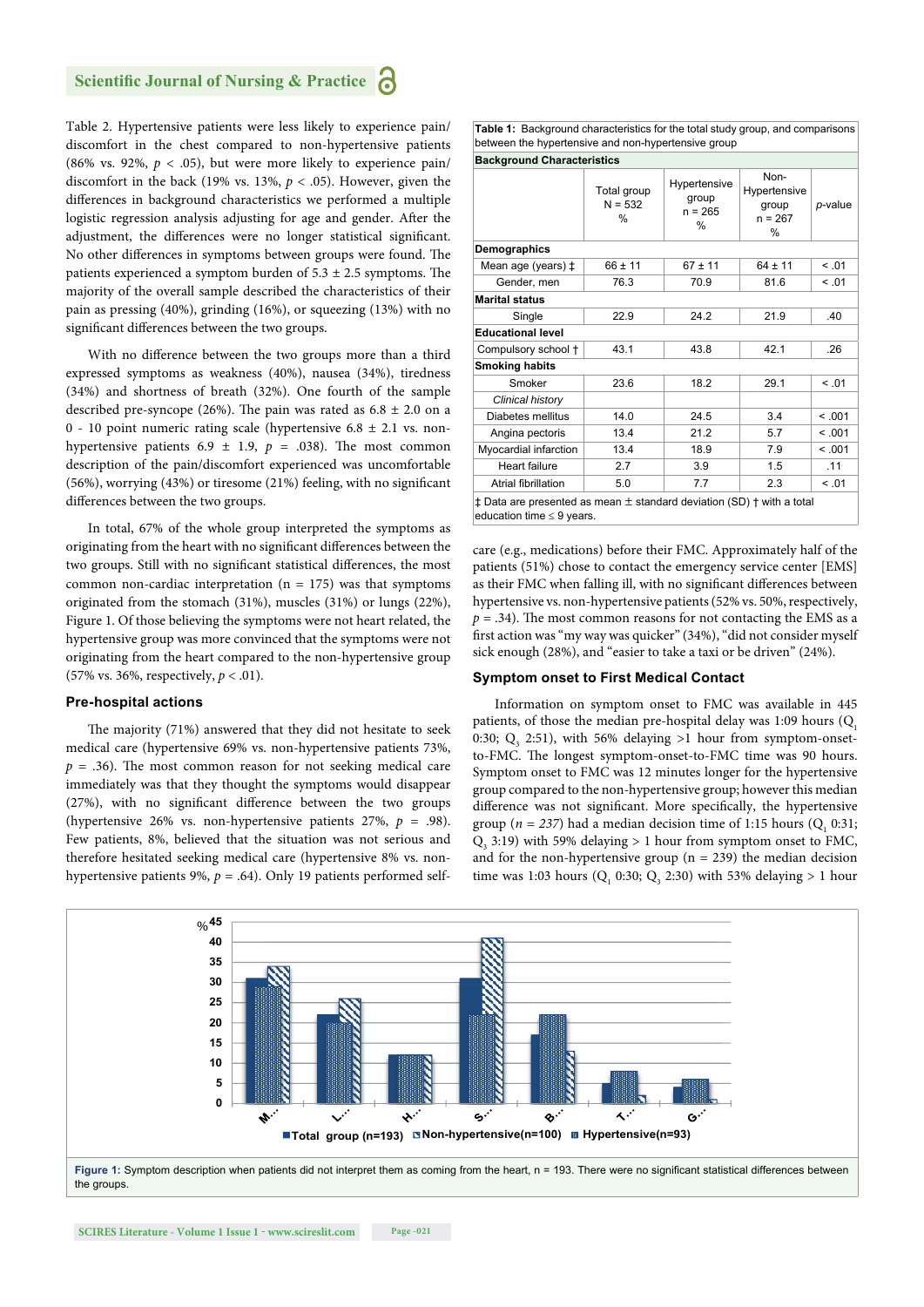Table 2. Hypertensive patients were less likely to experience pain/discomfort in the chest compared to non-hypertensive patients (86% vs. 92%, $p < .05$), but were more likely to experience pain/discomfort in the back (19% vs. 13%, $p < .05$). However, given the differences in background characteristics we performed a multiple logistic regression analysis adjusting for age and gender. After the adjustment, the differences were no longer statistical significant. No other differences in symptoms between groups were found. The patients experienced a symptom burden of 5.3 ± 2.5 symptoms. The majority of the overall sample described the characteristics of their pain as pressing (40%), grinding (16%), or squeezing (13%) with no significant differences between the two groups.

With no difference between the two groups more than a third expressed symptoms as weakness (40%), nausea (34%), tiredness (34%) and shortness of breath (32%). One fourth of the sample described pre-syncope (26%). The pain was rated as 6.8 ± 2.0 on a 0 - 10 point numeric rating scale (hypertensive 6.8 ± 2.1 vs. non-hypertensive patients 6.9 ± 1.9, $p = .038$). The most common description of the pain/discomfort experienced was uncomfortable (56%), worrying (43%) or tiresome (21%) feeling, with no significant differences between the two groups.

In total, 67% of the whole group interpreted the symptoms as originating from the heart with no significant differences between the two groups. Still with no significant statistical differences, the most common non-cardiac interpretation (n = 175) was that symptoms originated from the stomach (31%), muscles (31%) or lungs (22%), Figure 1. Of those believing the symptoms were not heart related, the hypertensive group was more convinced that the symptoms were not originating from the heart compared to the non-hypertensive group (57% vs. 36%, respectively, $p < .01$).

## Pre-hospital actions

The majority (71%) answered that they did not hesitate to seek medical care (hypertensive 69% vs. non-hypertensive patients 73%, $p = .36$). The most common reason for not seeking medical care immediately was that they thought the symptoms would disappear (27%), with no significant difference between the two groups (hypertensive 26% vs. non-hypertensive patients 27%, $p = .98$). Few patients, 8%, believed that the situation was not serious and therefore hesitated seeking medical care (hypertensive 8% vs. non-hypertensive patients 9%, $p = .64$). Only 19 patients performed self-care (e.g., medications) before their FMC. Approximately half of the patients (51%) chose to contact the emergency service center [EMS] as their FMC when falling ill, with no significant differences between hypertensive vs. non-hypertensive patients (52% vs. 50%, respectively, $p = .34$). The most common reasons for not contacting the EMS as a first action was "my way was quicker" (34%), "did not consider myself sick enough (28%), and "easier to take a taxi or be driven" (24%).

**Table 1:** Background characteristics for the total study group, and comparisons between the hypertensive and non-hypertensive group

| Background Characteristics | Total group N = 532 % | Hypertensive group n = 265 % | Non-Hypertensive group n = 267 % | *p*-value |
|---|---|---|---|---|
| **Demographics** | | | | |
| Mean age (years) ‡ | 66 ± 11 | 67 ± 11 | 64 ± 11 | < .01 |
| Gender, men | 76.3 | 70.9 | 81.6 | < .01 |
| **Marital status** | | | | |
| Single | 22.9 | 24.2 | 21.9 | .40 |
| **Educational level** | | | | |
| Compulsory school † | 43.1 | 43.8 | 42.1 | .26 |
| **Smoking habits** | | | | |
| Smoker | 23.6 | 18.2 | 29.1 | < .01 |
| *Clinical history* | | | | |
| Diabetes mellitus | 14.0 | 24.5 | 3.4 | < .001 |
| Angina pectoris | 13.4 | 21.2 | 5.7 | < .001 |
| Myocardial infarction | 13.4 | 18.9 | 7.9 | < .001 |
| Heart failure | 2.7 | 3.9 | 1.5 | .11 |
| Atrial fibrillation | 5.0 | 7.7 | 2.3 | < .01 |

‡ Data are presented as mean ± standard deviation (SD) † with a total education time ≤ 9 years.

## Symptom onset to First Medical Contact

Information on symptom onset to FMC was available in 445 patients, of those the median pre-hospital delay was 1:09 hours ($Q_1$ 0:30; $Q_3$ 2:51), with 56% delaying >1 hour from symptom-onset-to-FMC. The longest symptom-onset-to-FMC time was 90 hours. Symptom onset to FMC was 12 minutes longer for the hypertensive group compared to the non-hypertensive group; however this median difference was not significant. More specifically, the hypertensive group (*n = 237*) had a median decision time of 1:15 hours ($Q_1$ 0:31; $Q_3$ 3:19) with 59% delaying > 1 hour from symptom onset to FMC, and for the non-hypertensive group (n = 239) the median decision time was 1:03 hours ($Q_1$ 0:30; $Q_3$ 2:30) with 53% delaying > 1 hour

**Figure 1:** Symptom description when patients did not interpret them as coming from the heart, n = 193. There were no significant statistical differences between the groups.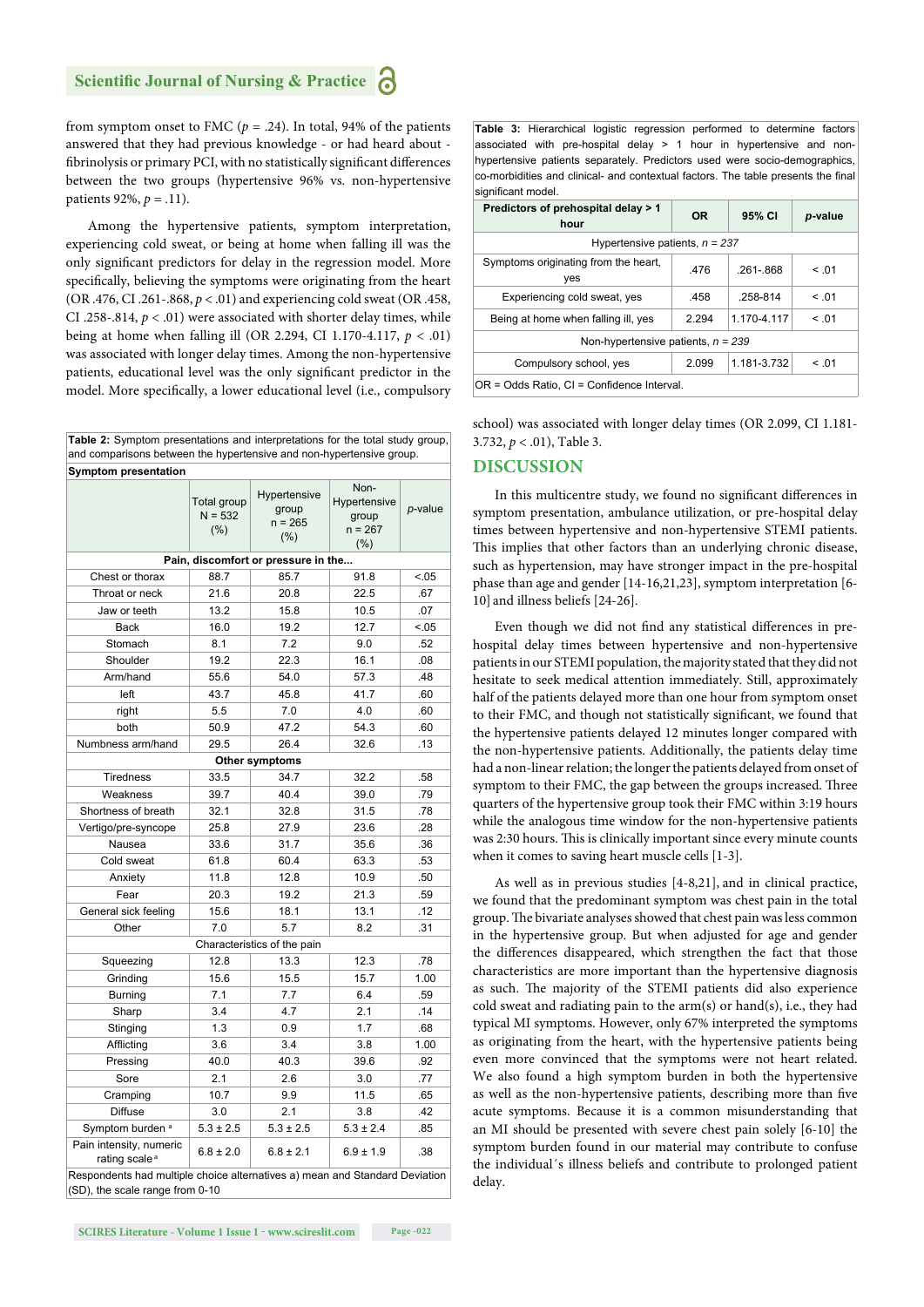from symptom onset to FMC ($p$ = .24). In total, 94% of the patients answered that they had previous knowledge - or had heard about - fibrinolysis or primary PCI, with no statistically significant differences between the two groups (hypertensive 96% vs. non-hypertensive patients 92%, $p$ = .11).

Among the hypertensive patients, symptom interpretation, experiencing cold sweat, or being at home when falling ill was the only significant predictors for delay in the regression model. More specifically, believing the symptoms were originating from the heart (OR .476, CI .261-.868, $p$ < .01) and experiencing cold sweat (OR .458, CI .258-.814, $p$ < .01) were associated with shorter delay times, while being at home when falling ill (OR 2.294, CI 1.170-4.117, $p$ < .01) was associated with longer delay times. Among the non-hypertensive patients, educational level was the only significant predictor in the model. More specifically, a lower educational level (i.e., compulsory school) was associated with longer delay times (OR 2.099, CI 1.181-3.732, $p$ < .01), Table 3.

**Table 2:** Symptom presentations and interpretations for the total study group, and comparisons between the hypertensive and non-hypertensive group.

| Symptom presentation | Total group N = 532 (%) | Hypertensive group n = 265 (%) | Non-Hypertensive group n = 267 (%) | *p*-value |
|---|---|---|---|---|
| **Pain, discomfort or pressure in the...** | | | | |
| Chest or thorax | 88.7 | 85.7 | 91.8 | <.05 |
| Throat or neck | 21.6 | 20.8 | 22.5 | .67 |
| Jaw or teeth | 13.2 | 15.8 | 10.5 | .07 |
| Back | 16.0 | 19.2 | 12.7 | <.05 |
| Stomach | 8.1 | 7.2 | 9.0 | .52 |
| Shoulder | 19.2 | 22.3 | 16.1 | .08 |
| Arm/hand | 55.6 | 54.0 | 57.3 | .48 |
| left | 43.7 | 45.8 | 41.7 | .60 |
| right | 5.5 | 7.0 | 4.0 | .60 |
| both | 50.9 | 47.2 | 54.3 | .60 |
| Numbness arm/hand | 29.5 | 26.4 | 32.6 | .13 |
| **Other symptoms** | | | | |
| Tiredness | 33.5 | 34.7 | 32.2 | .58 |
| Weakness | 39.7 | 40.4 | 39.0 | .79 |
| Shortness of breath | 32.1 | 32.8 | 31.5 | .78 |
| Vertigo/pre-syncope | 25.8 | 27.9 | 23.6 | .28 |
| Nausea | 33.6 | 31.7 | 35.6 | .36 |
| Cold sweat | 61.8 | 60.4 | 63.3 | .53 |
| Anxiety | 11.8 | 12.8 | 10.9 | .50 |
| Fear | 20.3 | 19.2 | 21.3 | .59 |
| General sick feeling | 15.6 | 18.1 | 13.1 | .12 |
| Other | 7.0 | 5.7 | 8.2 | .31 |
| Characteristics of the pain | | | | |
| Squeezing | 12.8 | 13.3 | 12.3 | .78 |
| Grinding | 15.6 | 15.5 | 15.7 | 1.00 |
| Burning | 7.1 | 7.7 | 6.4 | .59 |
| Sharp | 3.4 | 4.7 | 2.1 | .14 |
| Stinging | 1.3 | 0.9 | 1.7 | .68 |
| Afflicting | 3.6 | 3.4 | 3.8 | 1.00 |
| Pressing | 40.0 | 40.3 | 39.6 | .92 |
| Sore | 2.1 | 2.6 | 3.0 | .77 |
| Cramping | 10.7 | 9.9 | 11.5 | .65 |
| Diffuse | 3.0 | 2.1 | 3.8 | .42 |
| Symptom burden [a] | 5.3 ± 2.5 | 5.3 ± 2.5 | 5.3 ± 2.4 | .85 |
| Pain intensity, numeric rating scale [a] | 6.8 ± 2.0 | 6.8 ± 2.1 | 6.9 ± 1.9 | .38 |

Respondents had multiple choice alternatives a) mean and Standard Deviation (SD), the scale range from 0-10

**Table 3:** Hierarchical logistic regression performed to determine factors associated with pre-hospital delay > 1 hour in hypertensive and non-hypertensive patients separately. Predictors used were socio-demographics, co-morbidities and clinical- and contextual factors. The table presents the final significant model.

| Predictors of prehospital delay > 1 hour | OR | 95% CI | *p*-value |
|---|---|---|---|
| Hypertensive patients, *n = 237* | | | |
| Symptoms originating from the heart, yes | .476 | .261-.868 | < .01 |
| Experiencing cold sweat, yes | .458 | .258-814 | < .01 |
| Being at home when falling ill, yes | 2.294 | 1.170-4.117 | < .01 |
| Non-hypertensive patients, *n = 239* | | | |
| Compulsory school, yes | 2.099 | 1.181-3.732 | < .01 |

OR = Odds Ratio, CI = Confidence Interval.

## DISCUSSION

In this multicentre study, we found no significant differences in symptom presentation, ambulance utilization, or pre-hospital delay times between hypertensive and non-hypertensive STEMI patients. This implies that other factors than an underlying chronic disease, such as hypertension, may have stronger impact in the pre-hospital phase than age and gender [14-16,21,23], symptom interpretation [6-10] and illness beliefs [24-26].

Even though we did not find any statistical differences in pre-hospital delay times between hypertensive and non-hypertensive patients in our STEMI population, the majority stated that they did not hesitate to seek medical attention immediately. Still, approximately half of the patients delayed more than one hour from symptom onset to their FMC, and though not statistically significant, we found that the hypertensive patients delayed 12 minutes longer compared with the non-hypertensive patients. Additionally, the patients delay time had a non-linear relation; the longer the patients delayed from onset of symptom to their FMC, the gap between the groups increased. Three quarters of the hypertensive group took their FMC within 3:19 hours while the analogous time window for the non-hypertensive patients was 2:30 hours. This is clinically important since every minute counts when it comes to saving heart muscle cells [1-3].

As well as in previous studies [4-8,21], and in clinical practice, we found that the predominant symptom was chest pain in the total group. The bivariate analyses showed that chest pain was less common in the hypertensive group. But when adjusted for age and gender the differences disappeared, which strengthen the fact that those characteristics are more important than the hypertensive diagnosis as such. The majority of the STEMI patients did also experience cold sweat and radiating pain to the arm(s) or hand(s), i.e., they had typical MI symptoms. However, only 67% interpreted the symptoms as originating from the heart, with the hypertensive patients being even more convinced that the symptoms were not heart related. We also found a high symptom burden in both the hypertensive as well as the non-hypertensive patients, describing more than five acute symptoms. Because it is a common misunderstanding that an MI should be presented with severe chest pain solely [6-10] the symptom burden found in our material may contribute to confuse the individual´s illness beliefs and contribute to prolonged patient delay.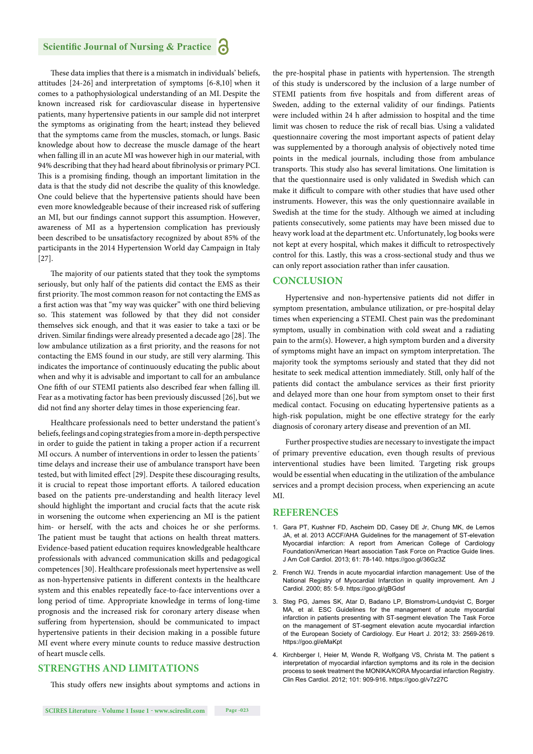These data implies that there is a mismatch in individuals' beliefs, attitudes [24-26] and interpretation of symptoms [6-8,10] when it comes to a pathophysiological understanding of an MI. Despite the known increased risk for cardiovascular disease in hypertensive patients, many hypertensive patients in our sample did not interpret the symptoms as originating from the heart; instead they believed that the symptoms came from the muscles, stomach, or lungs. Basic knowledge about how to decrease the muscle damage of the heart when falling ill in an acute MI was however high in our material, with 94% describing that they had heard about fibrinolysis or primary PCI. This is a promising finding, though an important limitation in the data is that the study did not describe the quality of this knowledge. One could believe that the hypertensive patients should have been even more knowledgeable because of their increased risk of suffering an MI, but our findings cannot support this assumption. However, awareness of MI as a hypertension complication has previously been described to be unsatisfactory recognized by about 85% of the participants in the 2014 Hypertension World day Campaign in Italy [27].

The majority of our patients stated that they took the symptoms seriously, but only half of the patients did contact the EMS as their first priority. The most common reason for not contacting the EMS as a first action was that "my way was quicker" with one third believing so. This statement was followed by that they did not consider themselves sick enough, and that it was easier to take a taxi or be driven. Similar findings were already presented a decade ago [28]. The low ambulance utilization as a first priority, and the reasons for not contacting the EMS found in our study, are still very alarming. This indicates the importance of continuously educating the public about when and why it is advisable and important to call for an ambulance One fifth of our STEMI patients also described fear when falling ill. Fear as a motivating factor has been previously discussed [26], but we did not find any shorter delay times in those experiencing fear.

Healthcare professionals need to better understand the patient's beliefs, feelings and coping strategies from a more in-depth perspective in order to guide the patient in taking a proper action if a recurrent MI occurs. A number of interventions in order to lessen the patients´ time delays and increase their use of ambulance transport have been tested, but with limited effect [29]. Despite these discouraging results, it is crucial to repeat those important efforts. A tailored education based on the patients pre-understanding and health literacy level should highlight the important and crucial facts that the acute risk in worsening the outcome when experiencing an MI is the patient him- or herself, with the acts and choices he or she performs. The patient must be taught that actions on health threat matters. Evidence-based patient education requires knowledgeable healthcare professionals with advanced communication skills and pedagogical competences [30]. Healthcare professionals meet hypertensive as well as non-hypertensive patients in different contexts in the healthcare system and this enables repeatedly face-to-face interventions over a long period of time. Appropriate knowledge in terms of long-time prognosis and the increased risk for coronary artery disease when suffering from hypertension, should be communicated to impact hypertensive patients in their decision making in a possible future MI event where every minute counts to reduce massive destruction of heart muscle cells.

## STRENGTHS AND LIMITATIONS

This study offers new insights about symptoms and actions in the pre-hospital phase in patients with hypertension. The strength of this study is underscored by the inclusion of a large number of STEMI patients from five hospitals and from different areas of Sweden, adding to the external validity of our findings. Patients were included within 24 h after admission to hospital and the time limit was chosen to reduce the risk of recall bias. Using a validated questionnaire covering the most important aspects of patient delay was supplemented by a thorough analysis of objectively noted time points in the medical journals, including those from ambulance transports. This study also has several limitations. One limitation is that the questionnaire used is only validated in Swedish which can make it difficult to compare with other studies that have used other instruments. However, this was the only questionnaire available in Swedish at the time for the study. Although we aimed at including patients consecutively, some patients may have been missed due to heavy work load at the department etc. Unfortunately, log books were not kept at every hospital, which makes it difficult to retrospectively control for this. Lastly, this was a cross-sectional study and thus we can only report association rather than infer causation.

## CONCLUSION

Hypertensive and non-hypertensive patients did not differ in symptom presentation, ambulance utilization, or pre-hospital delay times when experiencing a STEMI. Chest pain was the predominant symptom, usually in combination with cold sweat and a radiating pain to the arm(s). However, a high symptom burden and a diversity of symptoms might have an impact on symptom interpretation. The majority took the symptoms seriously and stated that they did not hesitate to seek medical attention immediately. Still, only half of the patients did contact the ambulance services as their first priority and delayed more than one hour from symptom onset to their first medical contact. Focusing on educating hypertensive patients as a high-risk population, might be one effective strategy for the early diagnosis of coronary artery disease and prevention of an MI.

Further prospective studies are necessary to investigate the impact of primary preventive education, even though results of previous interventional studies have been limited. Targeting risk groups would be essential when educating in the utilization of the ambulance services and a prompt decision process, when experiencing an acute MI.

## REFERENCES

1. Gara PT, Kushner FD, Ascheim DD, Casey DE Jr, Chung MK, de Lemos JA, et al. 2013 ACCF/AHA Guidelines for the management of ST-elevation Myocardial infarction: A report from American College of Cardiology Foundation/American Heart association Task Force on Practice Guide lines. J Am Coll Cardiol. 2013; 61: 78-140. https://goo.gl/36Gz3Z
2. French WJ. Trends in acute myocardial infarction management: Use of the National Registry of Myocardial Infarction in quality improvement. Am J Cardiol. 2000; 85: 5-9. https://goo.gl/gBGdsf
3. Steg PG, James SK, Atar D, Badano LP, Blomstrom-Lundqvist C, Borger MA, et al. ESC Guidelines for the management of acute myocardial infarction in patients presenting with ST-segment elevation The Task Force on the management of ST-segment elevation acute myocardial infarction of the European Society of Cardiology. Eur Heart J. 2012; 33: 2569-2619. https://goo.gl/eMaKpt
4. Kirchberger I, Heier M, Wende R, Wolfgang VS, Christa M. The patient s interpretation of myocardial infarction symptoms and its role in the decision process to seek treatment the MONIKA/KORA Myocardial infarction Registry. Clin Res Cardiol. 2012; 101: 909-916. https://goo.gl/v7z27C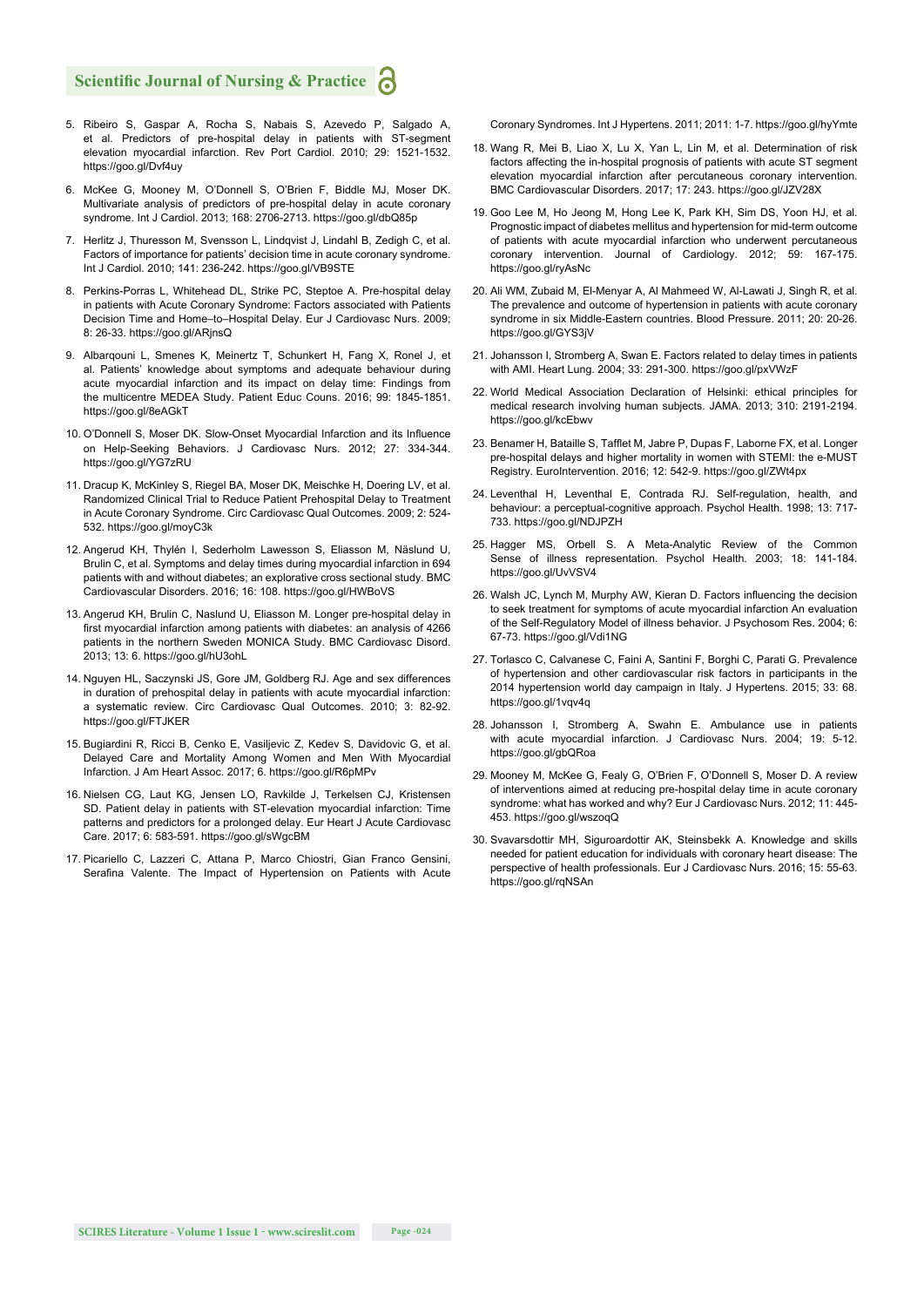5. Ribeiro S, Gaspar A, Rocha S, Nabais S, Azevedo P, Salgado A, et al. Predictors of pre-hospital delay in patients with ST-segment elevation myocardial infarction. Rev Port Cardiol. 2010; 29: 1521-1532. https://goo.gl/Dvf4uy

6. McKee G, Mooney M, O'Donnell S, O'Brien F, Biddle MJ, Moser DK. Multivariate analysis of predictors of pre-hospital delay in acute coronary syndrome. Int J Cardiol. 2013; 168: 2706-2713. https://goo.gl/dbQ85p

7. Herlitz J, Thuresson M, Svensson L, Lindqvist J, Lindahl B, Zedigh C, et al. Factors of importance for patients' decision time in acute coronary syndrome. Int J Cardiol. 2010; 141: 236-242. https://goo.gl/VB9STE

8. Perkins-Porras L, Whitehead DL, Strike PC, Steptoe A. Pre-hospital delay in patients with Acute Coronary Syndrome: Factors associated with Patients Decision Time and Home–to–Hospital Delay. Eur J Cardiovasc Nurs. 2009; 8: 26-33. https://goo.gl/ARjnsQ

9. Albarqouni L, Smenes K, Meinertz T, Schunkert H, Fang X, Ronel J, et al. Patients' knowledge about symptoms and adequate behaviour during acute myocardial infarction and its impact on delay time: Findings from the multicentre MEDEA Study. Patient Educ Couns. 2016; 99: 1845-1851. https://goo.gl/8eAGkT

10. O'Donnell S, Moser DK. Slow-Onset Myocardial Infarction and its Influence on Help-Seeking Behaviors. J Cardiovasc Nurs. 2012; 27: 334-344. https://goo.gl/YG7zRU

11. Dracup K, McKinley S, Riegel BA, Moser DK, Meischke H, Doering LV, et al. Randomized Clinical Trial to Reduce Patient Prehospital Delay to Treatment in Acute Coronary Syndrome. Circ Cardiovasc Qual Outcomes. 2009; 2: 524-532. https://goo.gl/moyC3k

12. Angerud KH, Thylén I, Sederholm Lawesson S, Eliasson M, Näslund U, Brulin C, et al. Symptoms and delay times during myocardial infarction in 694 patients with and without diabetes; an explorative cross sectional study. BMC Cardiovascular Disorders. 2016; 16: 108. https://goo.gl/HWBoVS

13. Angerud KH, Brulin C, Naslund U, Eliasson M. Longer pre-hospital delay in first myocardial infarction among patients with diabetes: an analysis of 4266 patients in the northern Sweden MONICA Study. BMC Cardiovasc Disord. 2013; 13: 6. https://goo.gl/hU3ohL

14. Nguyen HL, Saczynski JS, Gore JM, Goldberg RJ. Age and sex differences in duration of prehospital delay in patients with acute myocardial infarction: a systematic review. Circ Cardiovasc Qual Outcomes. 2010; 3: 82-92. https://goo.gl/FTJKER

15. Bugiardini R, Ricci B, Cenko E, Vasiljevic Z, Kedev S, Davidovic G, et al. Delayed Care and Mortality Among Women and Men With Myocardial Infarction. J Am Heart Assoc. 2017; 6. https://goo.gl/R6pMPv

16. Nielsen CG, Laut KG, Jensen LO, Ravkilde J, Terkelsen CJ, Kristensen SD. Patient delay in patients with ST-elevation myocardial infarction: Time patterns and predictors for a prolonged delay. Eur Heart J Acute Cardiovasc Care. 2017; 6: 583-591. https://goo.gl/sWgcBM

17. Picariello C, Lazzeri C, Attana P, Marco Chiostri, Gian Franco Gensini, Serafina Valente. The Impact of Hypertension on Patients with Acute Coronary Syndromes. Int J Hypertens. 2011; 2011: 1-7. https://goo.gl/hyYmte

18. Wang R, Mei B, Liao X, Lu X, Yan L, Lin M, et al. Determination of risk factors affecting the in-hospital prognosis of patients with acute ST segment elevation myocardial infarction after percutaneous coronary intervention. BMC Cardiovascular Disorders. 2017; 17: 243. https://goo.gl/JZV28X

19. Goo Lee M, Ho Jeong M, Hong Lee K, Park KH, Sim DS, Yoon HJ, et al. Prognostic impact of diabetes mellitus and hypertension for mid-term outcome of patients with acute myocardial infarction who underwent percutaneous coronary intervention. Journal of Cardiology. 2012; 59: 167-175. https://goo.gl/ryAsNc

20. Ali WM, Zubaid M, El-Menyar A, Al Mahmeed W, Al-Lawati J, Singh R, et al. The prevalence and outcome of hypertension in patients with acute coronary syndrome in six Middle-Eastern countries. Blood Pressure. 2011; 20: 20-26. https://goo.gl/GYS3jV

21. Johansson I, Stromberg A, Swan E. Factors related to delay times in patients with AMI. Heart Lung. 2004; 33: 291-300. https://goo.gl/pxVWzF

22. World Medical Association Declaration of Helsinki: ethical principles for medical research involving human subjects. JAMA. 2013; 310: 2191-2194. https://goo.gl/kcEbwv

23. Benamer H, Bataille S, Tafflet M, Jabre P, Dupas F, Laborne FX, et al. Longer pre-hospital delays and higher mortality in women with STEMI: the e-MUST Registry. EuroIntervention. 2016; 12: 542-9. https://goo.gl/ZWt4px

24. Leventhal H, Leventhal E, Contrada RJ. Self-regulation, health, and behaviour: a perceptual-cognitive approach. Psychol Health. 1998; 13: 717-733. https://goo.gl/NDJPZH

25. Hagger MS, Orbell S. A Meta-Analytic Review of the Common Sense of illness representation. Psychol Health. 2003; 18: 141-184. https://goo.gl/UvVSV4

26. Walsh JC, Lynch M, Murphy AW, Kieran D. Factors influencing the decision to seek treatment for symptoms of acute myocardial infarction An evaluation of the Self-Regulatory Model of illness behavior. J Psychosom Res. 2004; 6: 67-73. https://goo.gl/Vdi1NG

27. Torlasco C, Calvanese C, Faini A, Santini F, Borghi C, Parati G. Prevalence of hypertension and other cardiovascular risk factors in participants in the 2014 hypertension world day campaign in Italy. J Hypertens. 2015; 33: 68. https://goo.gl/1vqv4q

28. Johansson I, Stromberg A, Swahn E. Ambulance use in patients with acute myocardial infarction. J Cardiovasc Nurs. 2004; 19: 5-12. https://goo.gl/gbQRoa

29. Mooney M, McKee G, Fealy G, O'Brien F, O'Donnell S, Moser D. A review of interventions aimed at reducing pre-hospital delay time in acute coronary syndrome: what has worked and why? Eur J Cardiovasc Nurs. 2012; 11: 445-453. https://goo.gl/wszoqQ

30. Svavarsdottir MH, Siguroardottir AK, Steinsbekk A. Knowledge and skills needed for patient education for individuals with coronary heart disease: The perspective of health professionals. Eur J Cardiovasc Nurs. 2016; 15: 55-63. https://goo.gl/rqNSAn